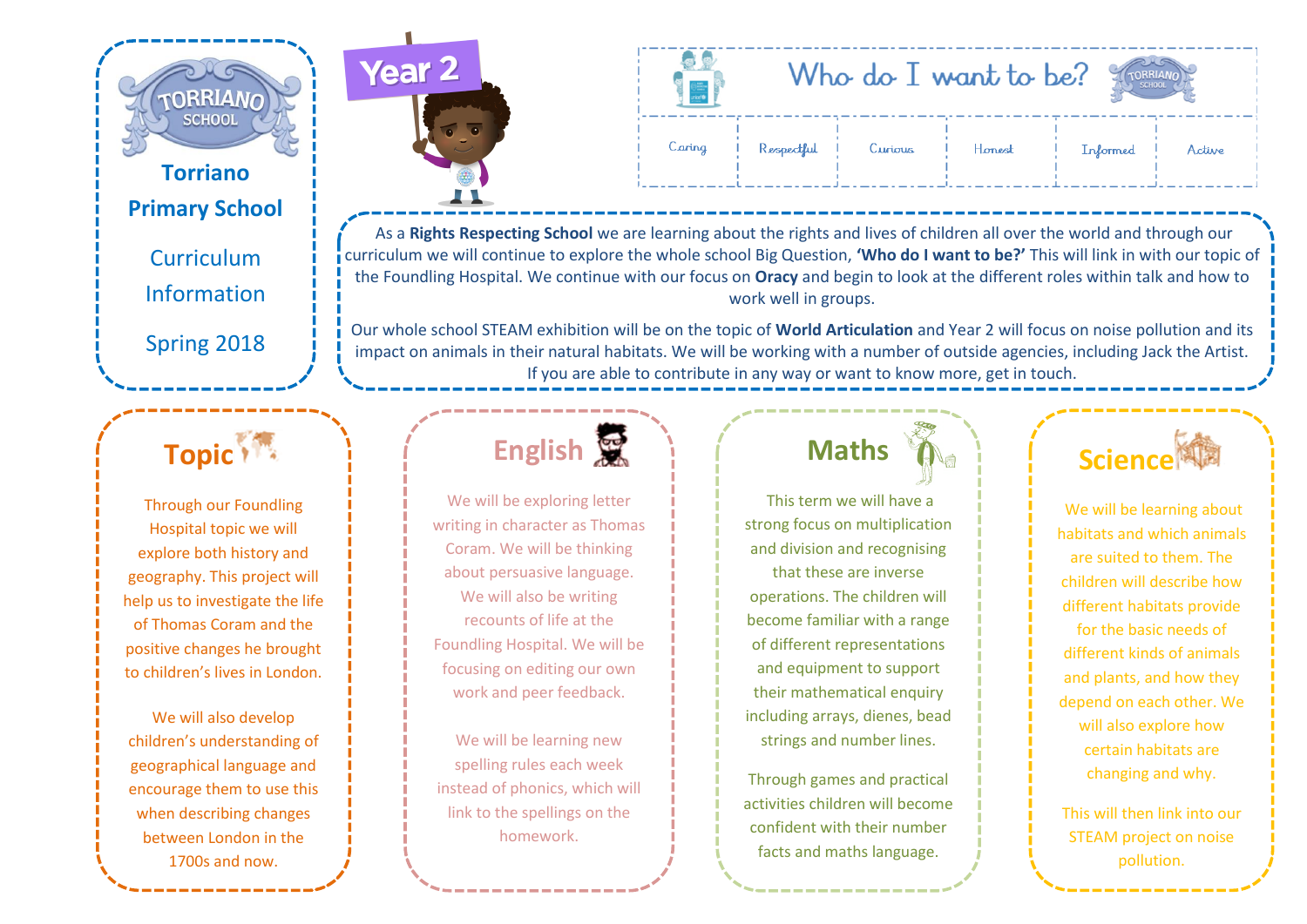# Torriano Primary School

## Curriculum Information

## Spring 2018

**Year 2**

## Who do I want to be?

| Caring | Respectful | Curious | Honest | Informed | Active |
|---|---|---|---|---|---|

As a **Rights Respecting School** we are learning about the rights and lives of children all over the world and through our curriculum we will continue to explore the whole school Big Question, **'Who do I want to be?'** This will link in with our topic of the Foundling Hospital. We continue with our focus on **Oracy** and begin to look at the different roles within talk and how to work well in groups.

Our whole school STEAM exhibition will be on the topic of **World Articulation** and Year 2 will focus on noise pollution and its impact on animals in their natural habitats. We will be working with a number of outside agencies, including Jack the Artist. If you are able to contribute in any way or want to know more, get in touch.

## Topic

Through our Foundling Hospital topic we will explore both history and geography. This project will help us to investigate the life of Thomas Coram and the positive changes he brought to children's lives in London.

We will also develop children's understanding of geographical language and encourage them to use this when describing changes between London in the 1700s and now.

## English

We will be exploring letter writing in character as Thomas Coram. We will be thinking about persuasive language. We will also be writing recounts of life at the Foundling Hospital. We will be focusing on editing our own work and peer feedback.

We will be learning new spelling rules each week instead of phonics, which will link to the spellings on the homework.

## Maths

This term we will have a strong focus on multiplication and division and recognising that these are inverse operations. The children will become familiar with a range of different representations and equipment to support their mathematical enquiry including arrays, dienes, bead strings and number lines.

Through games and practical activities children will become confident with their number facts and maths language.

## Science

We will be learning about habitats and which animals are suited to them. The children will describe how different habitats provide for the basic needs of different kinds of animals and plants, and how they depend on each other. We will also explore how certain habitats are changing and why.

This will then link into our STEAM project on noise pollution.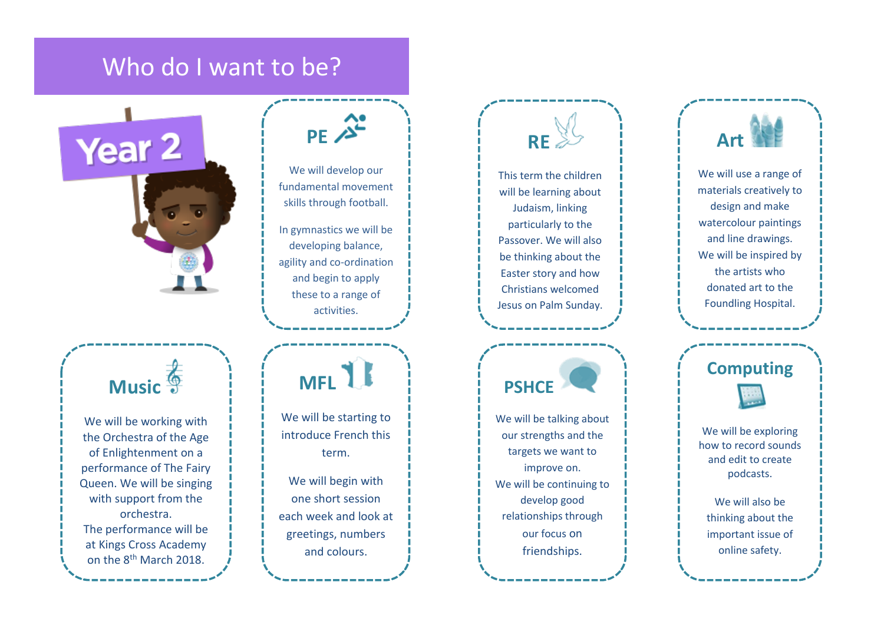# Who do I want to be?

Year 2

## PE

We will develop our fundamental movement skills through football.

In gymnastics we will be developing balance, agility and co-ordination and begin to apply these to a range of activities.

## RE

This term the children will be learning about Judaism, linking particularly to the Passover. We will also be thinking about the Easter story and how Christians welcomed Jesus on Palm Sunday.

## Art

We will use a range of materials creatively to design and make watercolour paintings and line drawings. We will be inspired by the artists who donated art to the Foundling Hospital.

## Music

We will be working with the Orchestra of the Age of Enlightenment on a performance of The Fairy Queen. We will be singing with support from the orchestra.
The performance will be at Kings Cross Academy on the 8th March 2018.

## MFL

We will be starting to introduce French this term.

We will begin with one short session each week and look at greetings, numbers and colours.

## PSHCE

We will be talking about our strengths and the targets we want to improve on.
We will be continuing to develop good relationships through our focus on friendships.

## Computing

We will be exploring how to record sounds and edit to create podcasts.

We will also be thinking about the important issue of online safety.